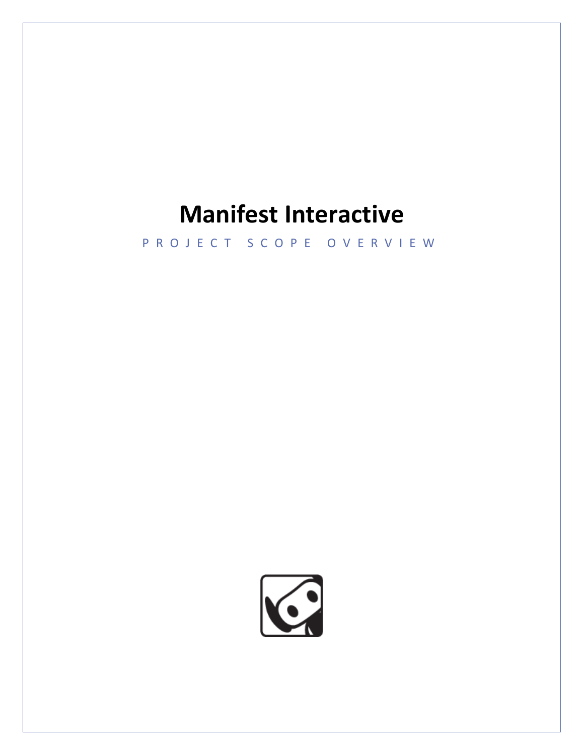# Manifest Interactive

PROJECT SCOPE OVERVIEW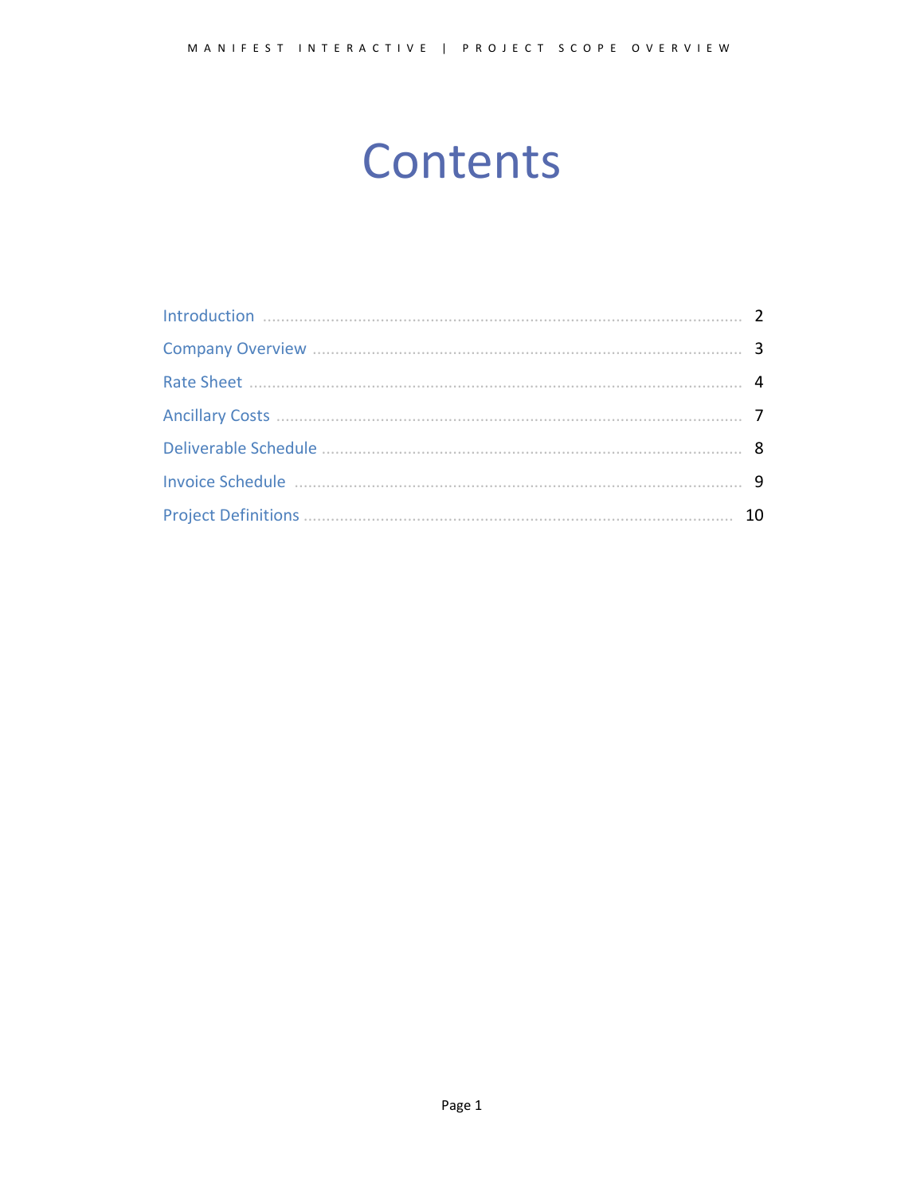# Contents

| | |
|---|---|
| Introduction | 2 |
| Company Overview | 3 |
| Rate Sheet | 4 |
| Ancillary Costs | 7 |
| Deliverable Schedule | 8 |
| Invoice Schedule | 9 |
| Project Definitions | 10 |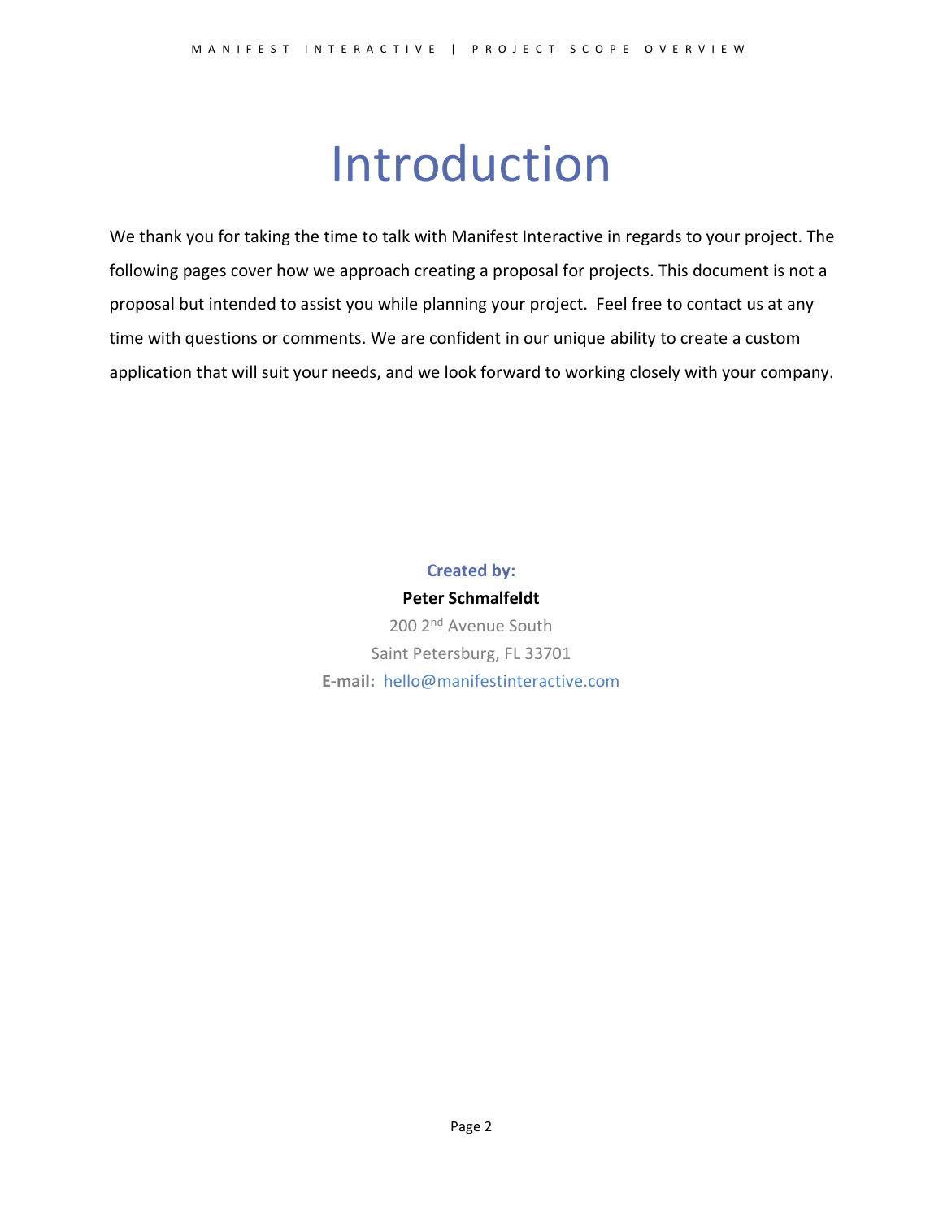# Introduction

We thank you for taking the time to talk with Manifest Interactive in regards to your project. The following pages cover how we approach creating a proposal for projects. This document is not a proposal but intended to assist you while planning your project. Feel free to contact us at any time with questions or comments. We are confident in our unique ability to create a custom application that will suit your needs, and we look forward to working closely with your company.

**Created by:**

**Peter Schmalfeldt**

200 2nd Avenue South

Saint Petersburg, FL 33701

**E-mail:** hello@manifestinteractive.com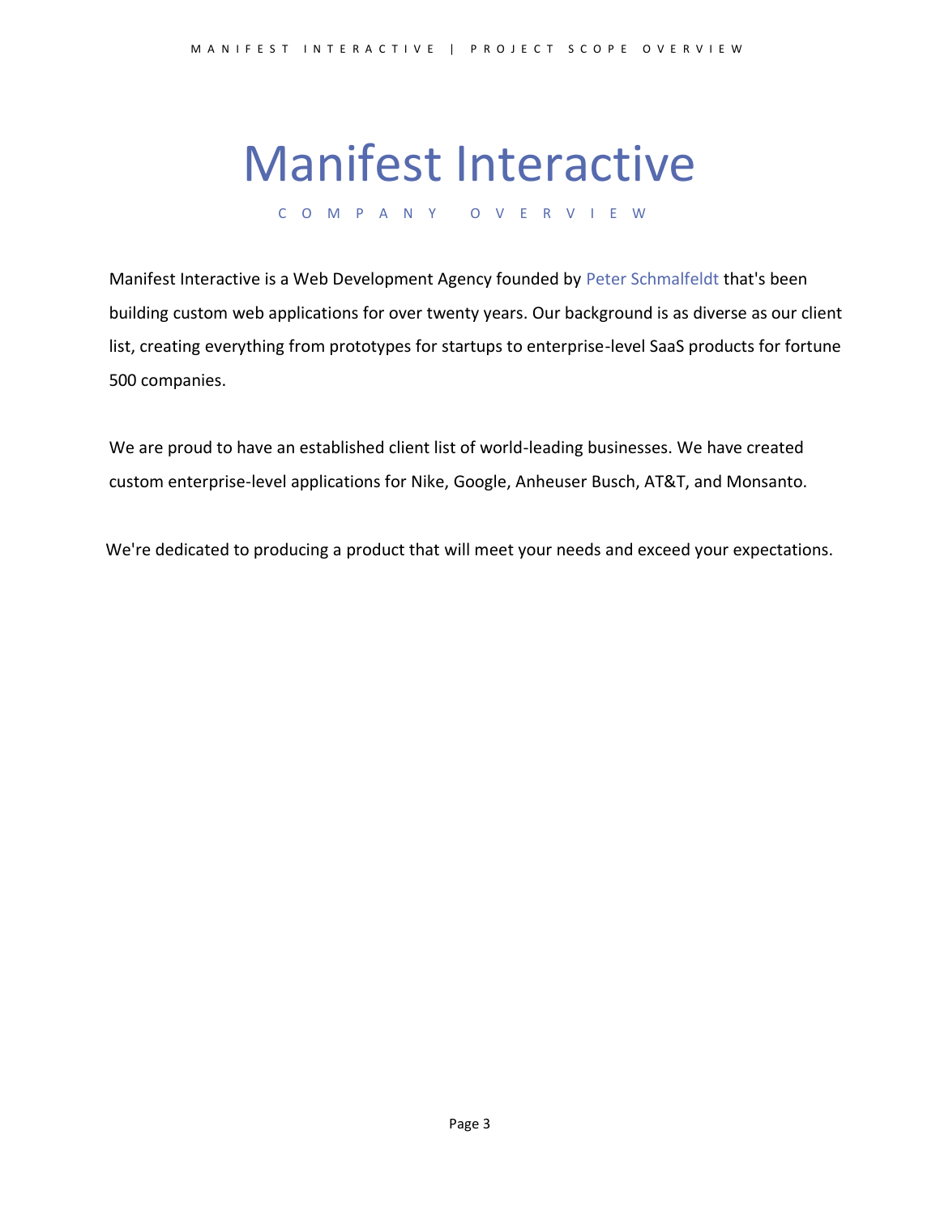# Manifest Interactive

## COMPANY OVERVIEW

Manifest Interactive is a Web Development Agency founded by Peter Schmalfeldt that's been building custom web applications for over twenty years. Our background is as diverse as our client list, creating everything from prototypes for startups to enterprise-level SaaS products for fortune 500 companies.

We are proud to have an established client list of world-leading businesses. We have created custom enterprise-level applications for Nike, Google, Anheuser Busch, AT&T, and Monsanto.

We're dedicated to producing a product that will meet your needs and exceed your expectations.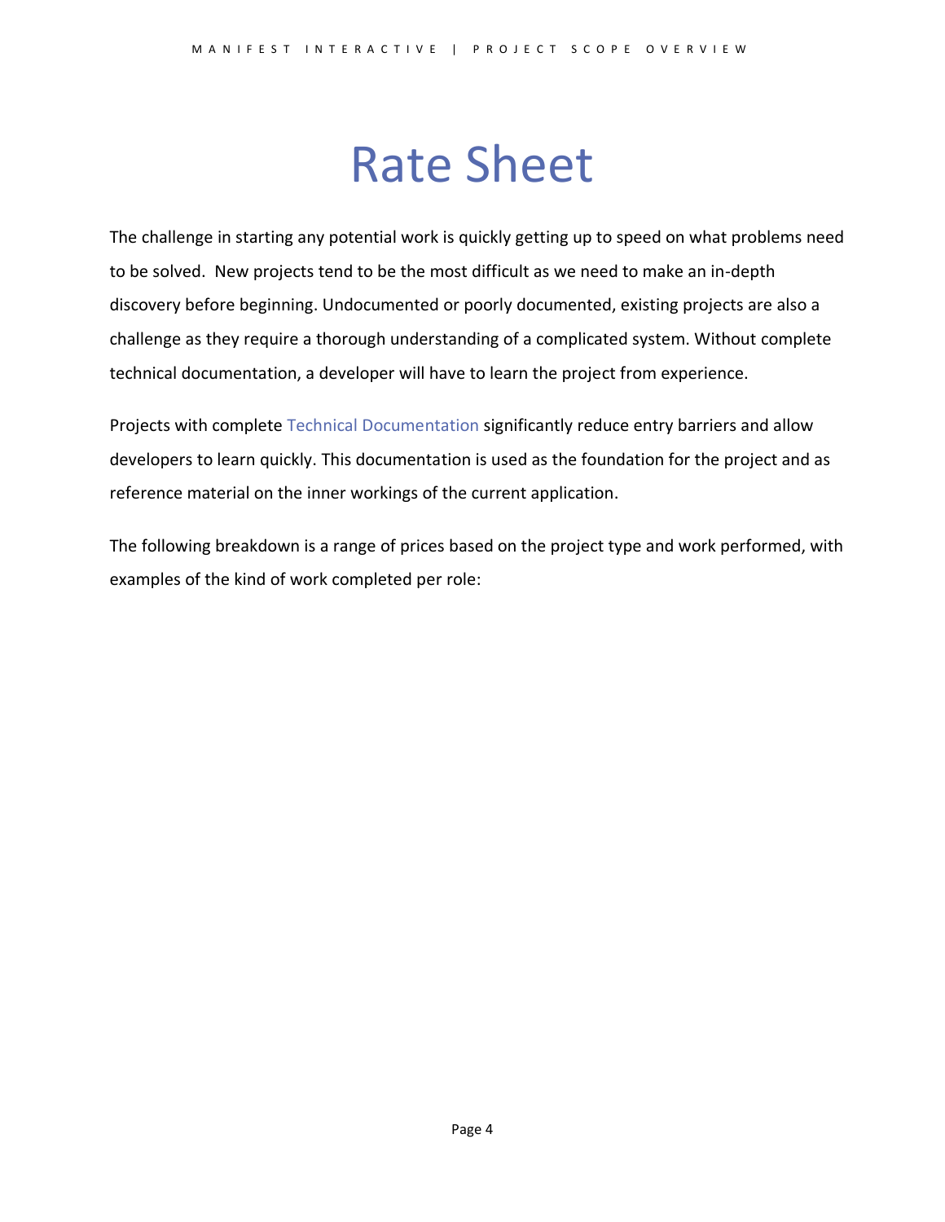# Rate Sheet

The challenge in starting any potential work is quickly getting up to speed on what problems need to be solved. New projects tend to be the most difficult as we need to make an in-depth discovery before beginning. Undocumented or poorly documented, existing projects are also a challenge as they require a thorough understanding of a complicated system. Without complete technical documentation, a developer will have to learn the project from experience.

Projects with complete Technical Documentation significantly reduce entry barriers and allow developers to learn quickly. This documentation is used as the foundation for the project and as reference material on the inner workings of the current application.

The following breakdown is a range of prices based on the project type and work performed, with examples of the kind of work completed per role: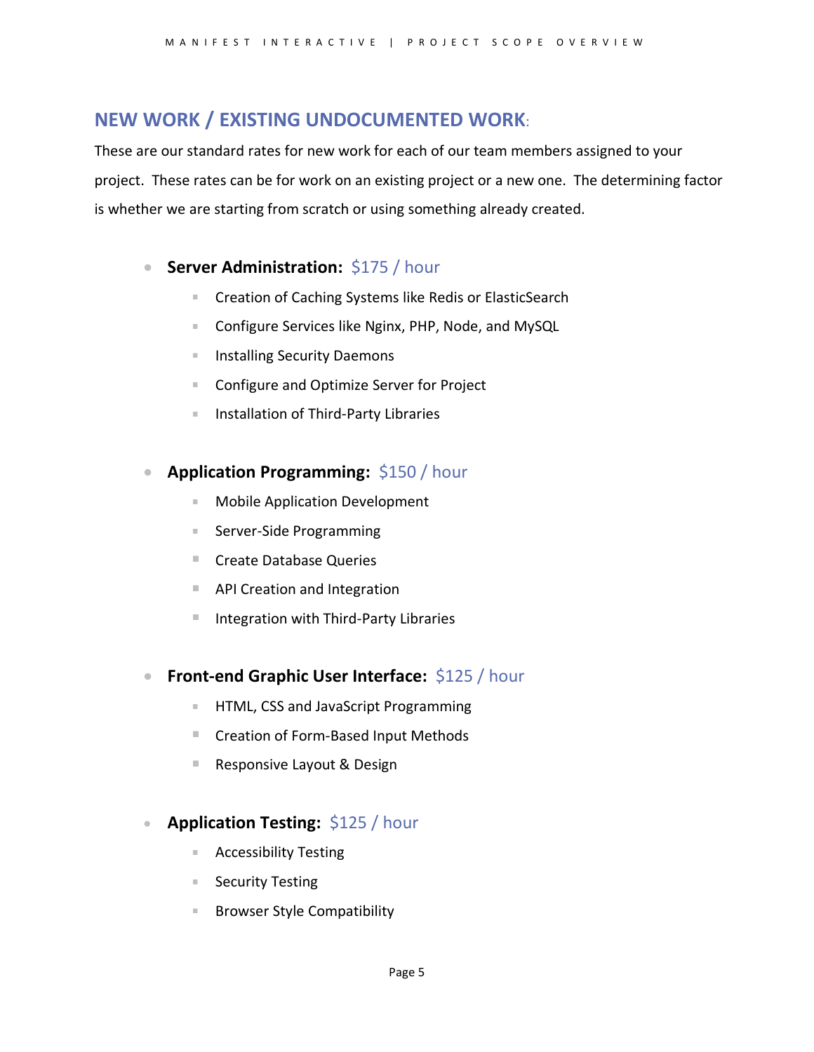## NEW WORK / EXISTING UNDOCUMENTED WORK:

These are our standard rates for new work for each of our team members assigned to your project. These rates can be for work on an existing project or a new one. The determining factor is whether we are starting from scratch or using something already created.

- **Server Administration:** $175 / hour
  - Creation of Caching Systems like Redis or ElasticSearch
  - Configure Services like Nginx, PHP, Node, and MySQL
  - Installing Security Daemons
  - Configure and Optimize Server for Project
  - Installation of Third-Party Libraries

- **Application Programming:** $150 / hour
  - Mobile Application Development
  - Server-Side Programming
  - Create Database Queries
  - API Creation and Integration
  - Integration with Third-Party Libraries

- **Front-end Graphic User Interface:** $125 / hour
  - HTML, CSS and JavaScript Programming
  - Creation of Form-Based Input Methods
  - Responsive Layout & Design

- **Application Testing:** $125 / hour
  - Accessibility Testing
  - Security Testing
  - Browser Style Compatibility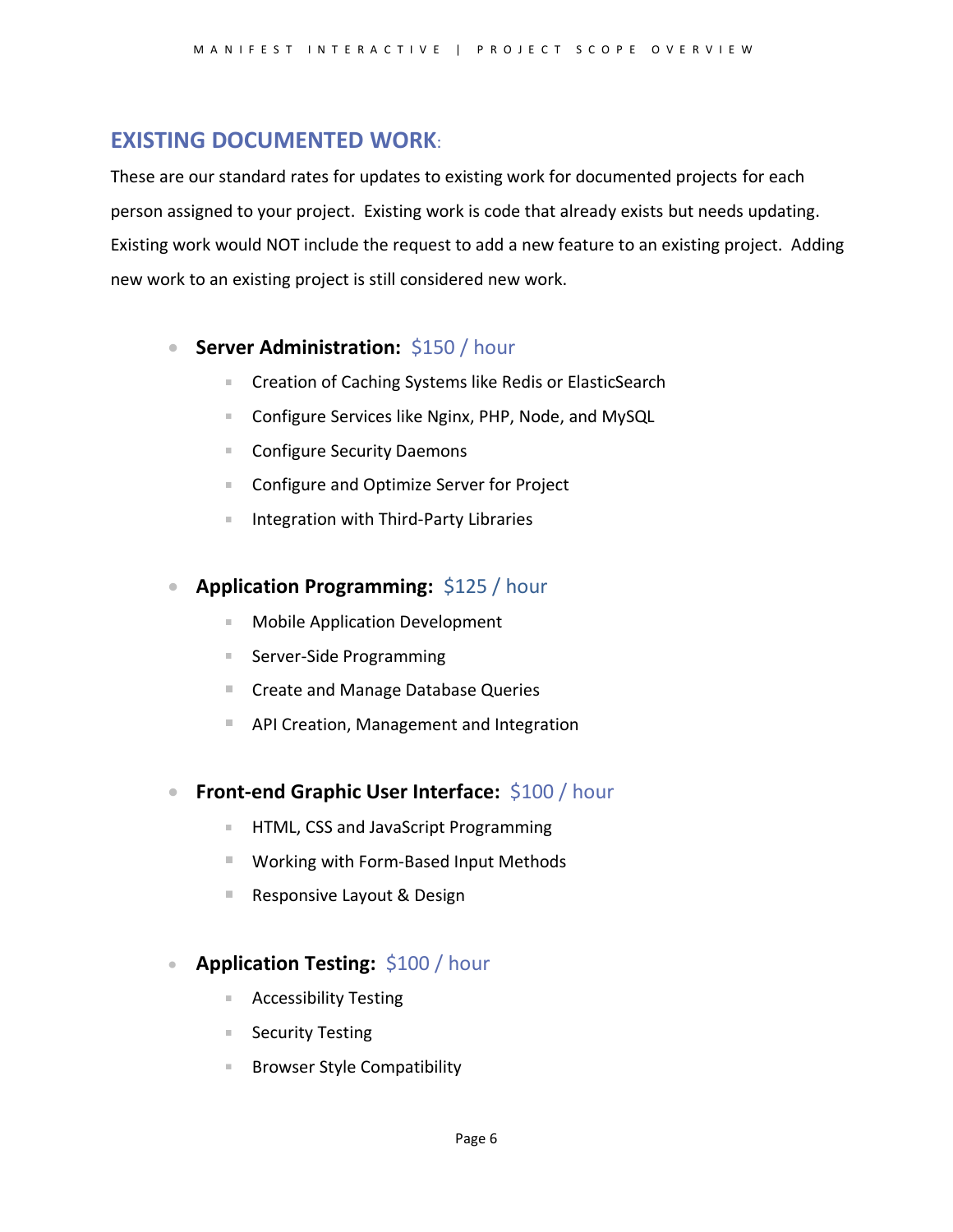## EXISTING DOCUMENTED WORK:

These are our standard rates for updates to existing work for documented projects for each person assigned to your project. Existing work is code that already exists but needs updating. Existing work would NOT include the request to add a new feature to an existing project. Adding new work to an existing project is still considered new work.

- **Server Administration:** $150 / hour
  - Creation of Caching Systems like Redis or ElasticSearch
  - Configure Services like Nginx, PHP, Node, and MySQL
  - Configure Security Daemons
  - Configure and Optimize Server for Project
  - Integration with Third-Party Libraries

- **Application Programming:** $125 / hour
  - Mobile Application Development
  - Server-Side Programming
  - Create and Manage Database Queries
  - API Creation, Management and Integration

- **Front-end Graphic User Interface:** $100 / hour
  - HTML, CSS and JavaScript Programming
  - Working with Form-Based Input Methods
  - Responsive Layout & Design

- **Application Testing:** $100 / hour
  - Accessibility Testing
  - Security Testing
  - Browser Style Compatibility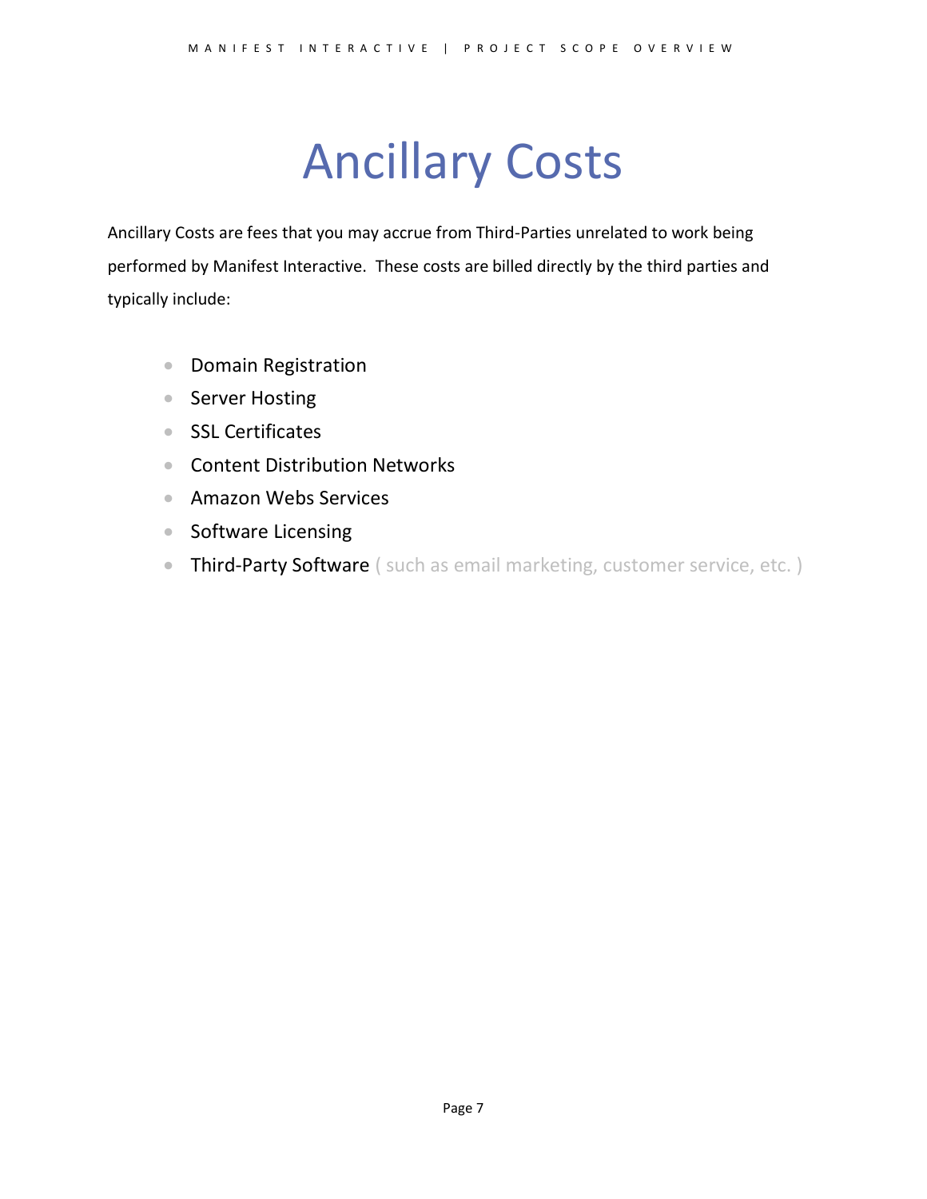# Ancillary Costs

Ancillary Costs are fees that you may accrue from Third-Parties unrelated to work being performed by Manifest Interactive. These costs are billed directly by the third parties and typically include:

- Domain Registration
- Server Hosting
- SSL Certificates
- Content Distribution Networks
- Amazon Webs Services
- Software Licensing
- Third-Party Software ( such as email marketing, customer service, etc. )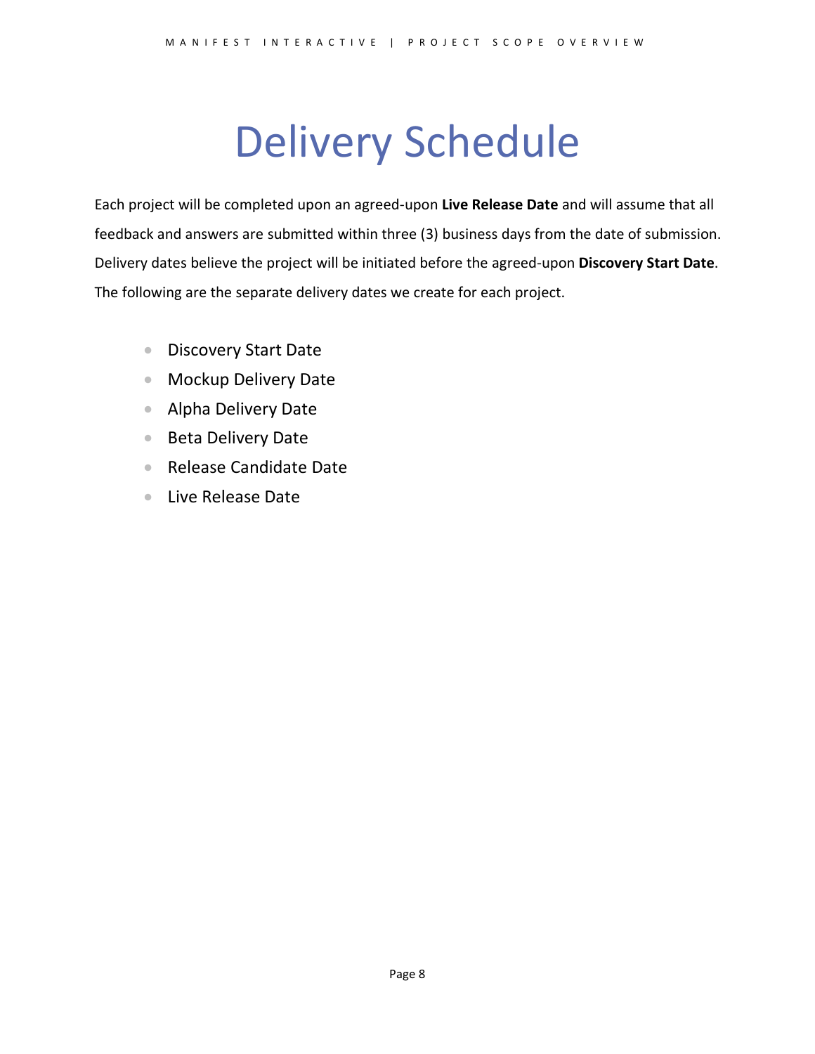# Delivery Schedule

Each project will be completed upon an agreed-upon **Live Release Date** and will assume that all feedback and answers are submitted within three (3) business days from the date of submission. Delivery dates believe the project will be initiated before the agreed-upon **Discovery Start Date**. The following are the separate delivery dates we create for each project.

- Discovery Start Date
- Mockup Delivery Date
- Alpha Delivery Date
- Beta Delivery Date
- Release Candidate Date
- Live Release Date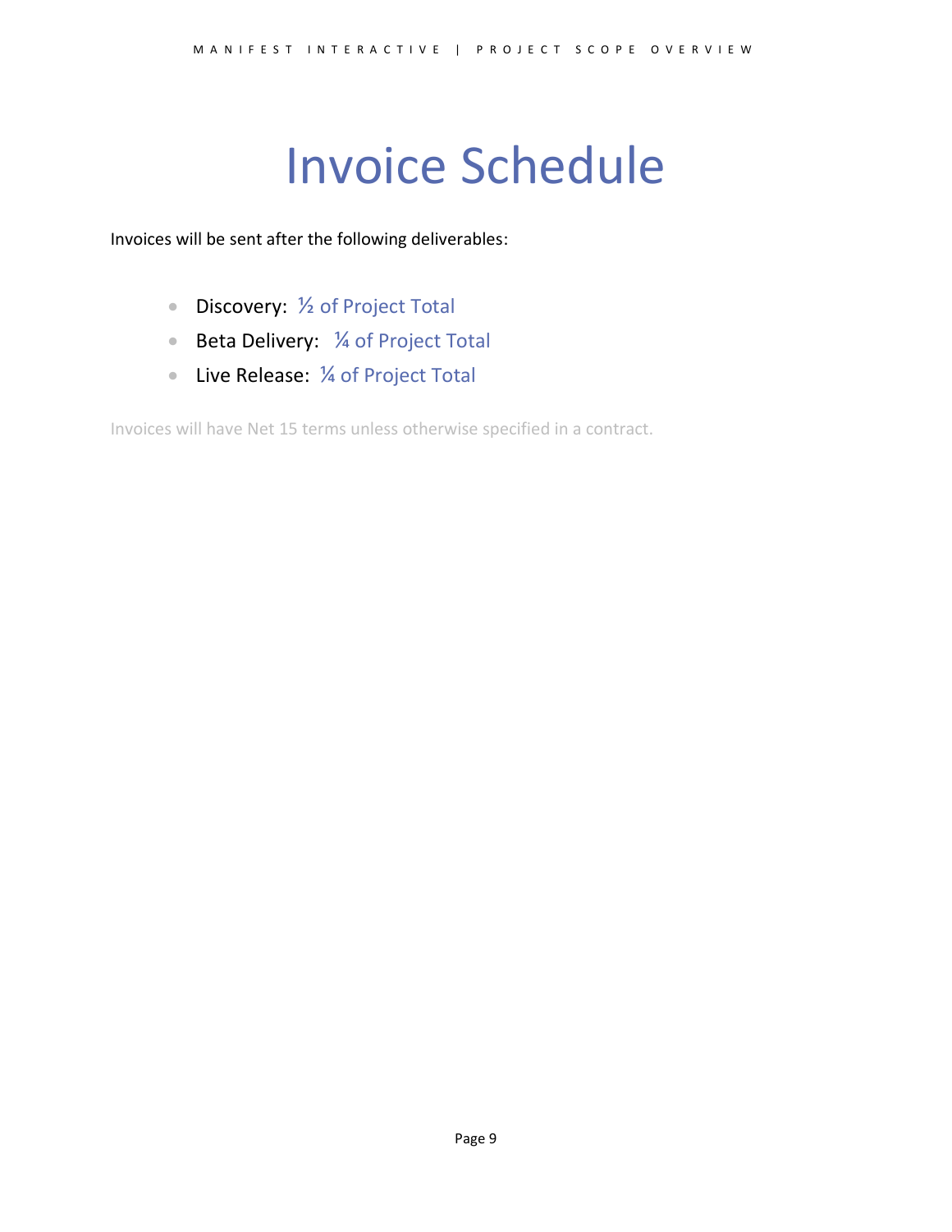# Invoice Schedule

Invoices will be sent after the following deliverables:

- Discovery: ½ of Project Total
- Beta Delivery: ¼ of Project Total
- Live Release: ¼ of Project Total

Invoices will have Net 15 terms unless otherwise specified in a contract.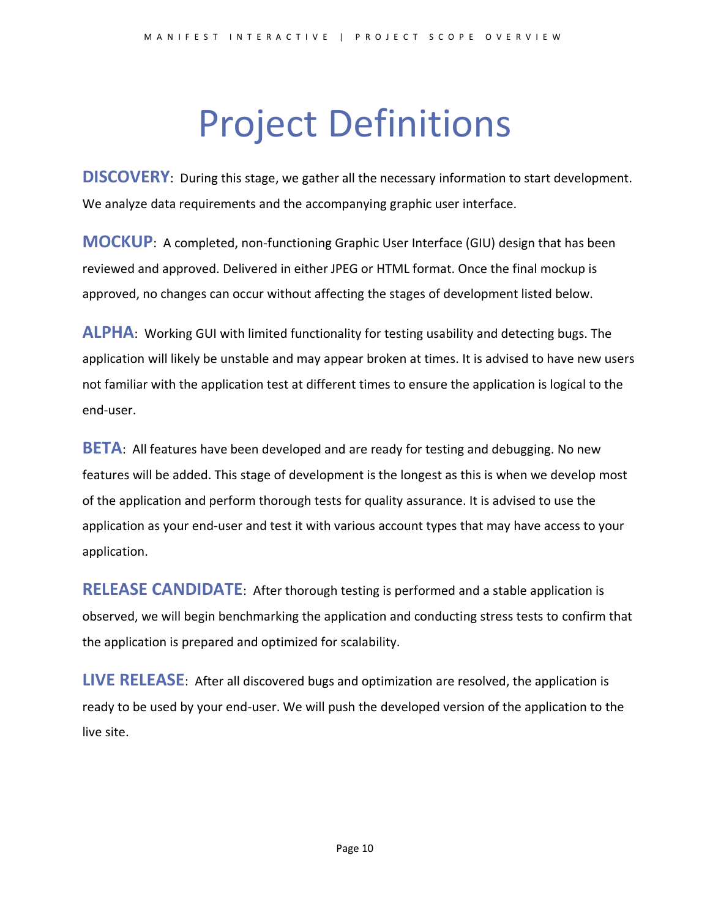# Project Definitions

**DISCOVERY**: During this stage, we gather all the necessary information to start development. We analyze data requirements and the accompanying graphic user interface.

**MOCKUP**: A completed, non-functioning Graphic User Interface (GIU) design that has been reviewed and approved. Delivered in either JPEG or HTML format. Once the final mockup is approved, no changes can occur without affecting the stages of development listed below.

**ALPHA**: Working GUI with limited functionality for testing usability and detecting bugs. The application will likely be unstable and may appear broken at times. It is advised to have new users not familiar with the application test at different times to ensure the application is logical to the end-user.

**BETA**: All features have been developed and are ready for testing and debugging. No new features will be added. This stage of development is the longest as this is when we develop most of the application and perform thorough tests for quality assurance. It is advised to use the application as your end-user and test it with various account types that may have access to your application.

**RELEASE CANDIDATE**: After thorough testing is performed and a stable application is observed, we will begin benchmarking the application and conducting stress tests to confirm that the application is prepared and optimized for scalability.

**LIVE RELEASE**: After all discovered bugs and optimization are resolved, the application is ready to be used by your end-user. We will push the developed version of the application to the live site.